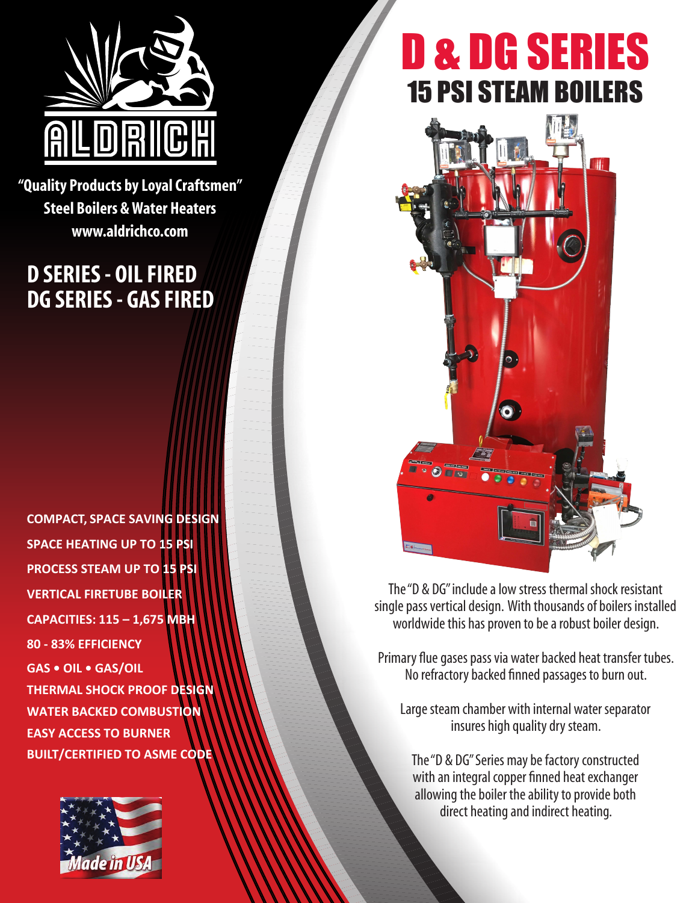# D & DG SERIES

## 15 PSI STEAM BOILERS

ALDRICH

**"Quality Products by Loyal Craftsmen"**
**Steel Boilers & Water Heaters**
**www.aldrichco.com**

## D SERIES - OIL FIRED
## DG SERIES - GAS FIRED

- **COMPACT, SPACE SAVING DESIGN**
- **SPACE HEATING UP TO 15 PSI**
- **PROCESS STEAM UP TO 15 PSI**
- **VERTICAL FIRETUBE BOILER**
- **CAPACITIES: 115 – 1,675 MBH**
- **80 - 83% EFFICIENCY**
- **GAS • OIL • GAS/OIL**
- **THERMAL SHOCK PROOF DESIGN**
- **WATER BACKED COMBUSTION**
- **EASY ACCESS TO BURNER**
- **BUILT/CERTIFIED TO ASME CODE**

*Made in USA*

The "D & DG" include a low stress thermal shock resistant single pass vertical design. With thousands of boilers installed worldwide this has proven to be a robust boiler design.

Primary flue gases pass via water backed heat transfer tubes. No refractory backed finned passages to burn out.

Large steam chamber with internal water separator insures high quality dry steam.

The "D & DG" Series may be factory constructed with an integral copper finned heat exchanger allowing the boiler the ability to provide both direct heating and indirect heating.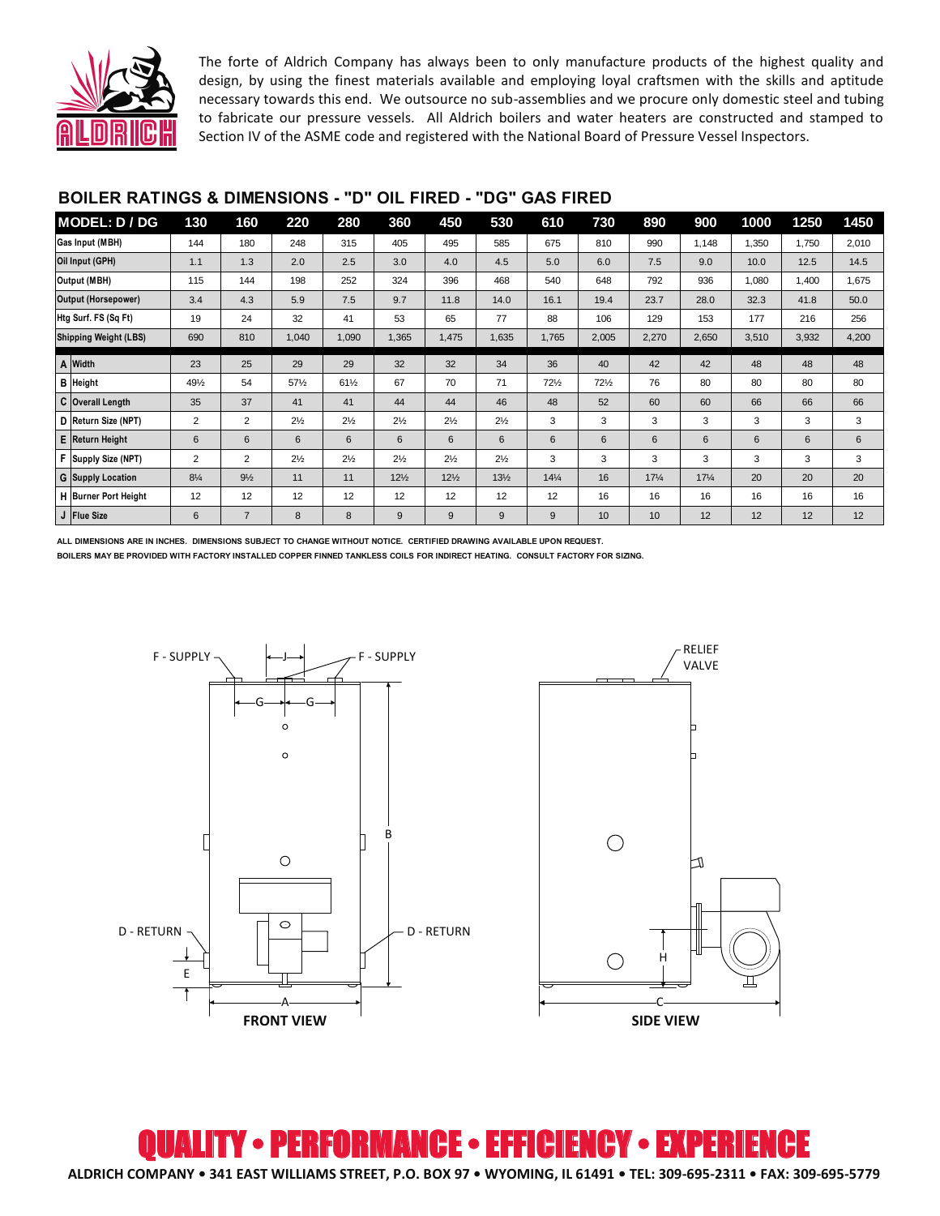The forte of Aldrich Company has always been to only manufacture products of the highest quality and design, by using the finest materials available and employing loyal craftsmen with the skills and aptitude necessary towards this end. We outsource no sub-assemblies and we procure only domestic steel and tubing to fabricate our pressure vessels. All Aldrich boilers and water heaters are constructed and stamped to Section IV of the ASME code and registered with the National Board of Pressure Vessel Inspectors.

## BOILER RATINGS & DIMENSIONS - "D" OIL FIRED - "DG" GAS FIRED

| MODEL: D / DG | 130 | 160 | 220 | 280 | 360 | 450 | 530 | 610 | 730 | 890 | 900 | 1000 | 1250 | 1450 |
|---|---|---|---|---|---|---|---|---|---|---|---|---|---|---|
| Gas Input (MBH) | 144 | 180 | 248 | 315 | 405 | 495 | 585 | 675 | 810 | 990 | 1,148 | 1,350 | 1,750 | 2,010 |
| Oil Input (GPH) | 1.1 | 1.3 | 2.0 | 2.5 | 3.0 | 4.0 | 4.5 | 5.0 | 6.0 | 7.5 | 9.0 | 10.0 | 12.5 | 14.5 |
| Output (MBH) | 115 | 144 | 198 | 252 | 324 | 396 | 468 | 540 | 648 | 792 | 936 | 1,080 | 1,400 | 1,675 |
| Output (Horsepower) | 3.4 | 4.3 | 5.9 | 7.5 | 9.7 | 11.8 | 14.0 | 16.1 | 19.4 | 23.7 | 28.0 | 32.3 | 41.8 | 50.0 |
| Htg Surf. FS (Sq Ft) | 19 | 24 | 32 | 41 | 53 | 65 | 77 | 88 | 106 | 129 | 153 | 177 | 216 | 256 |
| Shipping Weight (LBS) | 690 | 810 | 1,040 | 1,090 | 1,365 | 1,475 | 1,635 | 1,765 | 2,005 | 2,270 | 2,650 | 3,510 | 3,932 | 4,200 |
| A Width | 23 | 25 | 29 | 29 | 32 | 32 | 34 | 36 | 40 | 42 | 42 | 48 | 48 | 48 |
| B Height | 49½ | 54 | 57½ | 61½ | 67 | 70 | 71 | 72½ | 72½ | 76 | 80 | 80 | 80 | 80 |
| C Overall Length | 35 | 37 | 41 | 41 | 44 | 44 | 46 | 48 | 52 | 60 | 60 | 66 | 66 | 66 |
| D Return Size (NPT) | 2 | 2 | 2½ | 2½ | 2½ | 2½ | 2½ | 3 | 3 | 3 | 3 | 3 | 3 | 3 |
| E Return Height | 6 | 6 | 6 | 6 | 6 | 6 | 6 | 6 | 6 | 6 | 6 | 6 | 6 | 6 |
| F Supply Size (NPT) | 2 | 2 | 2½ | 2½ | 2½ | 2½ | 2½ | 3 | 3 | 3 | 3 | 3 | 3 | 3 |
| G Supply Location | 8¼ | 9½ | 11 | 11 | 12½ | 12½ | 13½ | 14¼ | 16 | 17¼ | 17¼ | 20 | 20 | 20 |
| H Burner Port Height | 12 | 12 | 12 | 12 | 12 | 12 | 12 | 12 | 16 | 16 | 16 | 16 | 16 | 16 |
| J Flue Size | 6 | 7 | 8 | 8 | 9 | 9 | 9 | 9 | 10 | 10 | 12 | 12 | 12 | 12 |

ALL DIMENSIONS ARE IN INCHES. DIMENSIONS SUBJECT TO CHANGE WITHOUT NOTICE. CERTIFIED DRAWING AVAILABLE UPON REQUEST.

BOILERS MAY BE PROVIDED WITH FACTORY INSTALLED COPPER FINNED TANKLESS COILS FOR INDIRECT HEATING. CONSULT FACTORY FOR SIZING.

F - SUPPLY
J
F - SUPPLY
G
G
B
D - RETURN
E
D - RETURN
A
**FRONT VIEW**

RELIEF VALVE
H
C
**SIDE VIEW**

# QUALITY • PERFORMANCE • EFFICIENCY • EXPERIENCE

**ALDRICH COMPANY • 341 EAST WILLIAMS STREET, P.O. BOX 97 • WYOMING, IL 61491 • TEL: 309-695-2311 • FAX: 309-695-5779**